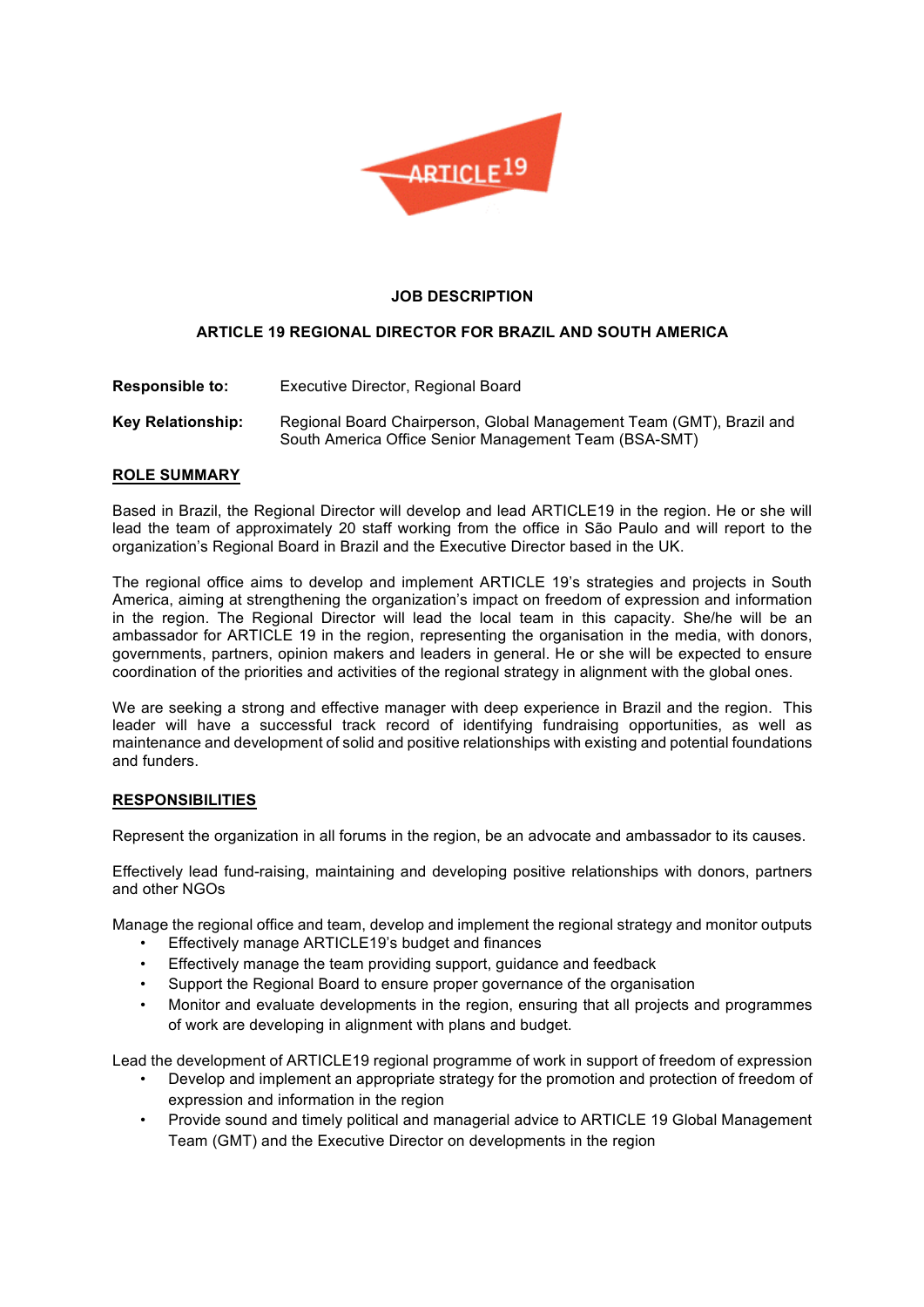# JOB DESCRIPTION

## ARTICLE 19 REGIONAL DIRECTOR FOR BRAZIL AND SOUTH AMERICA

**Responsible to:** Executive Director, Regional Board

**Key Relationship:** Regional Board Chairperson, Global Management Team (GMT), Brazil and South America Office Senior Management Team (BSA-SMT)

### ROLE SUMMARY

Based in Brazil, the Regional Director will develop and lead ARTICLE19 in the region. He or she will lead the team of approximately 20 staff working from the office in São Paulo and will report to the organization's Regional Board in Brazil and the Executive Director based in the UK.

The regional office aims to develop and implement ARTICLE 19's strategies and projects in South America, aiming at strengthening the organization's impact on freedom of expression and information in the region. The Regional Director will lead the local team in this capacity. She/he will be an ambassador for ARTICLE 19 in the region, representing the organisation in the media, with donors, governments, partners, opinion makers and leaders in general. He or she will be expected to ensure coordination of the priorities and activities of the regional strategy in alignment with the global ones.

We are seeking a strong and effective manager with deep experience in Brazil and the region. This leader will have a successful track record of identifying fundraising opportunities, as well as maintenance and development of solid and positive relationships with existing and potential foundations and funders.

### RESPONSIBILITIES

Represent the organization in all forums in the region, be an advocate and ambassador to its causes.

Effectively lead fund-raising, maintaining and developing positive relationships with donors, partners and other NGOs

Manage the regional office and team, develop and implement the regional strategy and monitor outputs

- Effectively manage ARTICLE19's budget and finances
- Effectively manage the team providing support, guidance and feedback
- Support the Regional Board to ensure proper governance of the organisation
- Monitor and evaluate developments in the region, ensuring that all projects and programmes of work are developing in alignment with plans and budget.

Lead the development of ARTICLE19 regional programme of work in support of freedom of expression

- Develop and implement an appropriate strategy for the promotion and protection of freedom of expression and information in the region
- Provide sound and timely political and managerial advice to ARTICLE 19 Global Management Team (GMT) and the Executive Director on developments in the region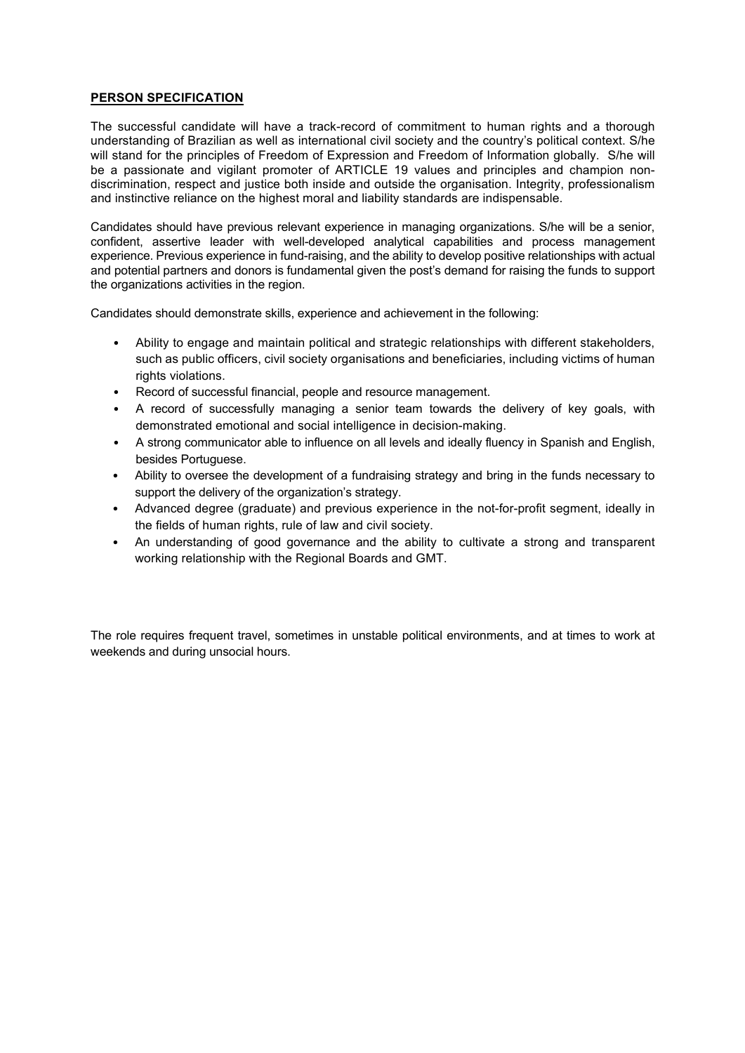## PERSON SPECIFICATION

The successful candidate will have a track-record of commitment to human rights and a thorough understanding of Brazilian as well as international civil society and the country's political context. S/he will stand for the principles of Freedom of Expression and Freedom of Information globally. S/he will be a passionate and vigilant promoter of ARTICLE 19 values and principles and champion non-discrimination, respect and justice both inside and outside the organisation. Integrity, professionalism and instinctive reliance on the highest moral and liability standards are indispensable.

Candidates should have previous relevant experience in managing organizations. S/he will be a senior, confident, assertive leader with well-developed analytical capabilities and process management experience. Previous experience in fund-raising, and the ability to develop positive relationships with actual and potential partners and donors is fundamental given the post's demand for raising the funds to support the organizations activities in the region.

Candidates should demonstrate skills, experience and achievement in the following:

- Ability to engage and maintain political and strategic relationships with different stakeholders, such as public officers, civil society organisations and beneficiaries, including victims of human rights violations.
- Record of successful financial, people and resource management.
- A record of successfully managing a senior team towards the delivery of key goals, with demonstrated emotional and social intelligence in decision-making.
- A strong communicator able to influence on all levels and ideally fluency in Spanish and English, besides Portuguese.
- Ability to oversee the development of a fundraising strategy and bring in the funds necessary to support the delivery of the organization's strategy.
- Advanced degree (graduate) and previous experience in the not-for-profit segment, ideally in the fields of human rights, rule of law and civil society.
- An understanding of good governance and the ability to cultivate a strong and transparent working relationship with the Regional Boards and GMT.

The role requires frequent travel, sometimes in unstable political environments, and at times to work at weekends and during unsocial hours.